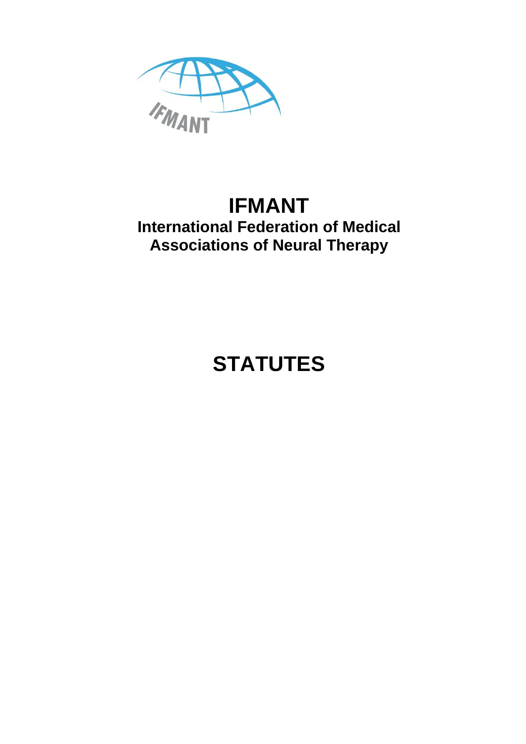# IFMANT

## International Federation of Medical Associations of Neural Therapy

# STATUTES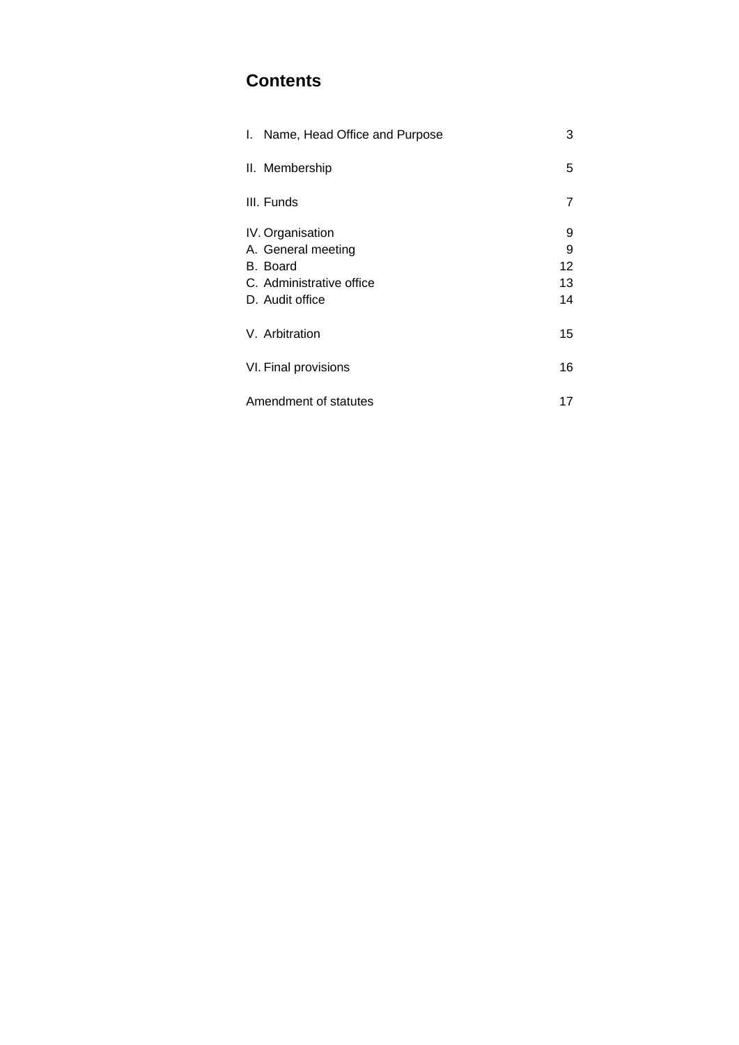## Contents

| | |
|---|---|
| I. Name, Head Office and Purpose | 3 |
| II. Membership | 5 |
| III. Funds | 7 |
| IV. Organisation | 9 |
| A. General meeting | 9 |
| B. Board | 12 |
| C. Administrative office | 13 |
| D. Audit office | 14 |
| V. Arbitration | 15 |
| VI. Final provisions | 16 |
| Amendment of statutes | 17 |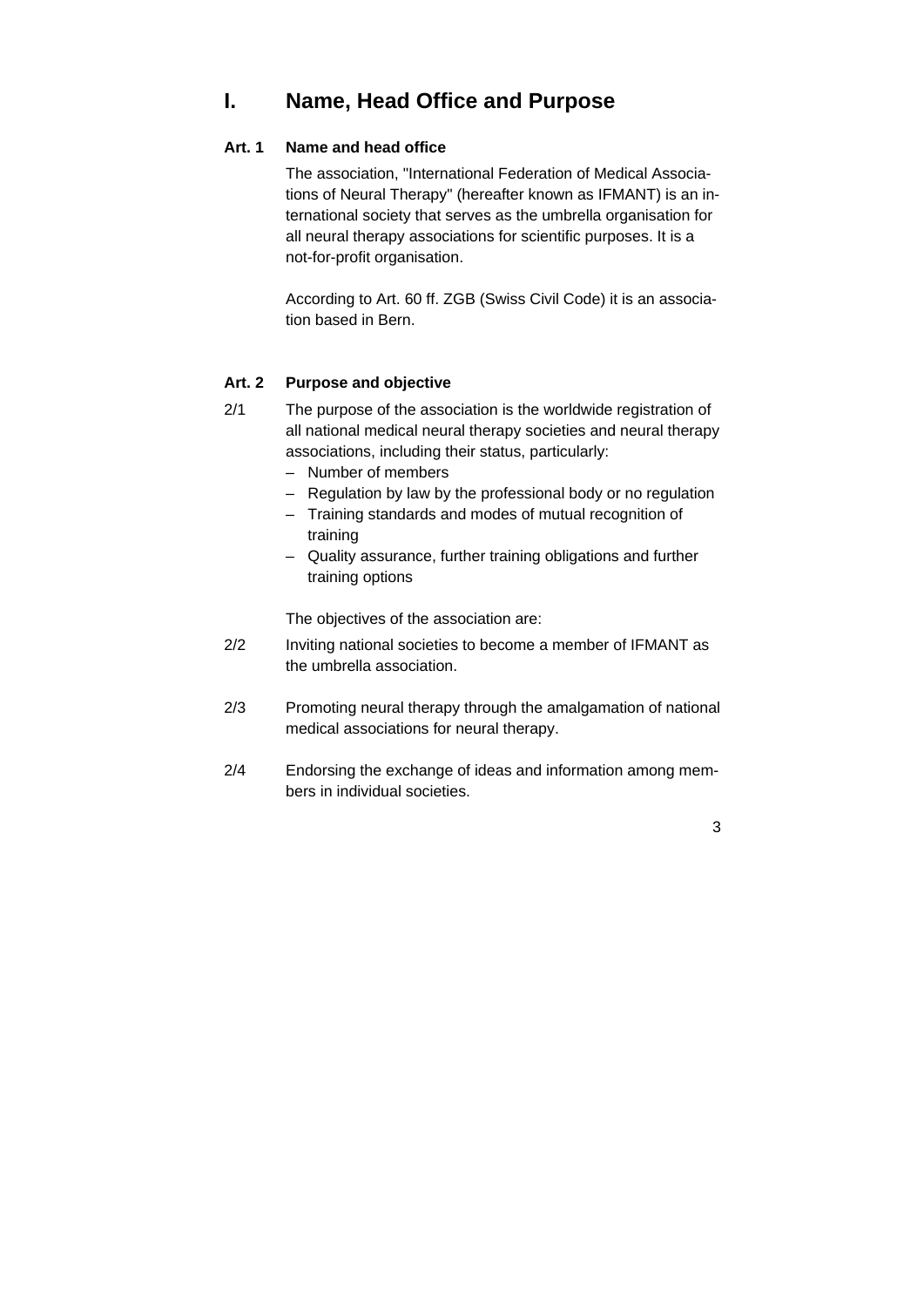# I. Name, Head Office and Purpose

### Art. 1 Name and head office

The association, "International Federation of Medical Associations of Neural Therapy" (hereafter known as IFMANT) is an international society that serves as the umbrella organisation for all neural therapy associations for scientific purposes. It is a not-for-profit organisation.

According to Art. 60 ff. ZGB (Swiss Civil Code) it is an association based in Bern.

### Art. 2 Purpose and objective

2/1 The purpose of the association is the worldwide registration of all national medical neural therapy societies and neural therapy associations, including their status, particularly:

- Number of members
- Regulation by law by the professional body or no regulation
- Training standards and modes of mutual recognition of training
- Quality assurance, further training obligations and further training options

The objectives of the association are:

2/2 Inviting national societies to become a member of IFMANT as the umbrella association.

2/3 Promoting neural therapy through the amalgamation of national medical associations for neural therapy.

2/4 Endorsing the exchange of ideas and information among members in individual societies.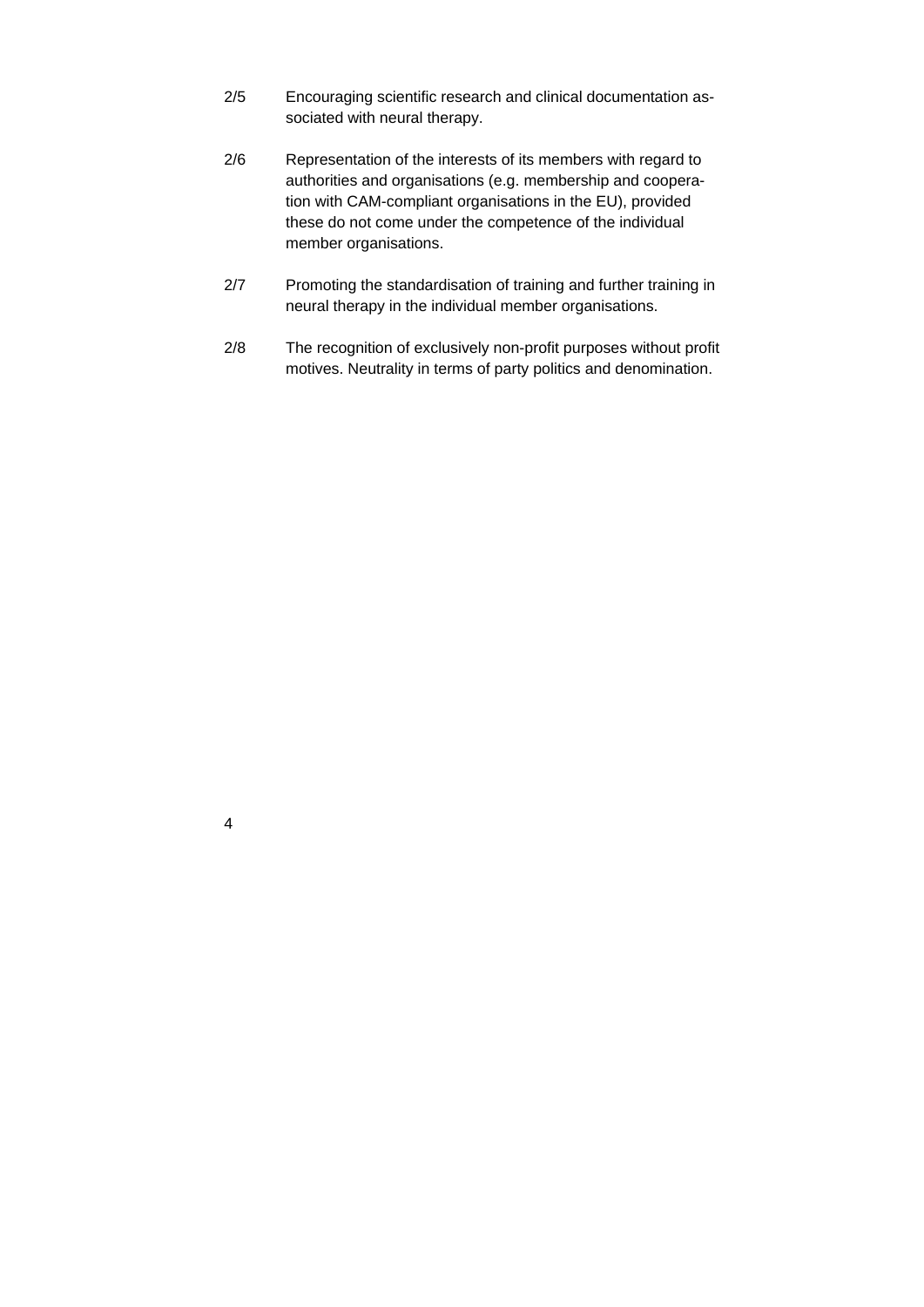2/5 Encouraging scientific research and clinical documentation associated with neural therapy.

2/6 Representation of the interests of its members with regard to authorities and organisations (e.g. membership and cooperation with CAM-compliant organisations in the EU), provided these do not come under the competence of the individual member organisations.

2/7 Promoting the standardisation of training and further training in neural therapy in the individual member organisations.

2/8 The recognition of exclusively non-profit purposes without profit motives. Neutrality in terms of party politics and denomination.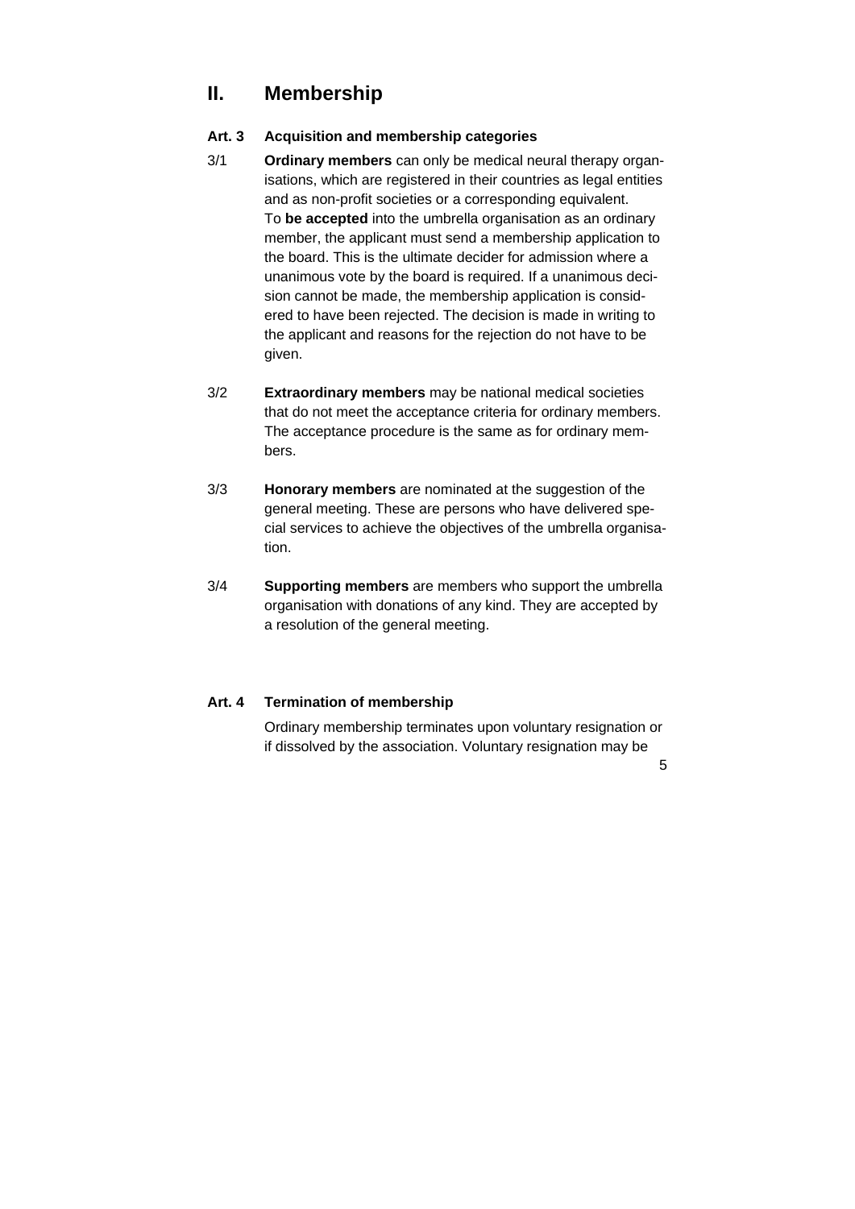## II. Membership

### Art. 3 Acquisition and membership categories

3/1 **Ordinary members** can only be medical neural therapy organisations, which are registered in their countries as legal entities and as non-profit societies or a corresponding equivalent.
To **be accepted** into the umbrella organisation as an ordinary member, the applicant must send a membership application to the board. This is the ultimate decider for admission where a unanimous vote by the board is required. If a unanimous decision cannot be made, the membership application is considered to have been rejected. The decision is made in writing to the applicant and reasons for the rejection do not have to be given.

3/2 **Extraordinary members** may be national medical societies that do not meet the acceptance criteria for ordinary members. The acceptance procedure is the same as for ordinary members.

3/3 **Honorary members** are nominated at the suggestion of the general meeting. These are persons who have delivered special services to achieve the objectives of the umbrella organisation.

3/4 **Supporting members** are members who support the umbrella organisation with donations of any kind. They are accepted by a resolution of the general meeting.

### Art. 4 Termination of membership

Ordinary membership terminates upon voluntary resignation or if dissolved by the association. Voluntary resignation may be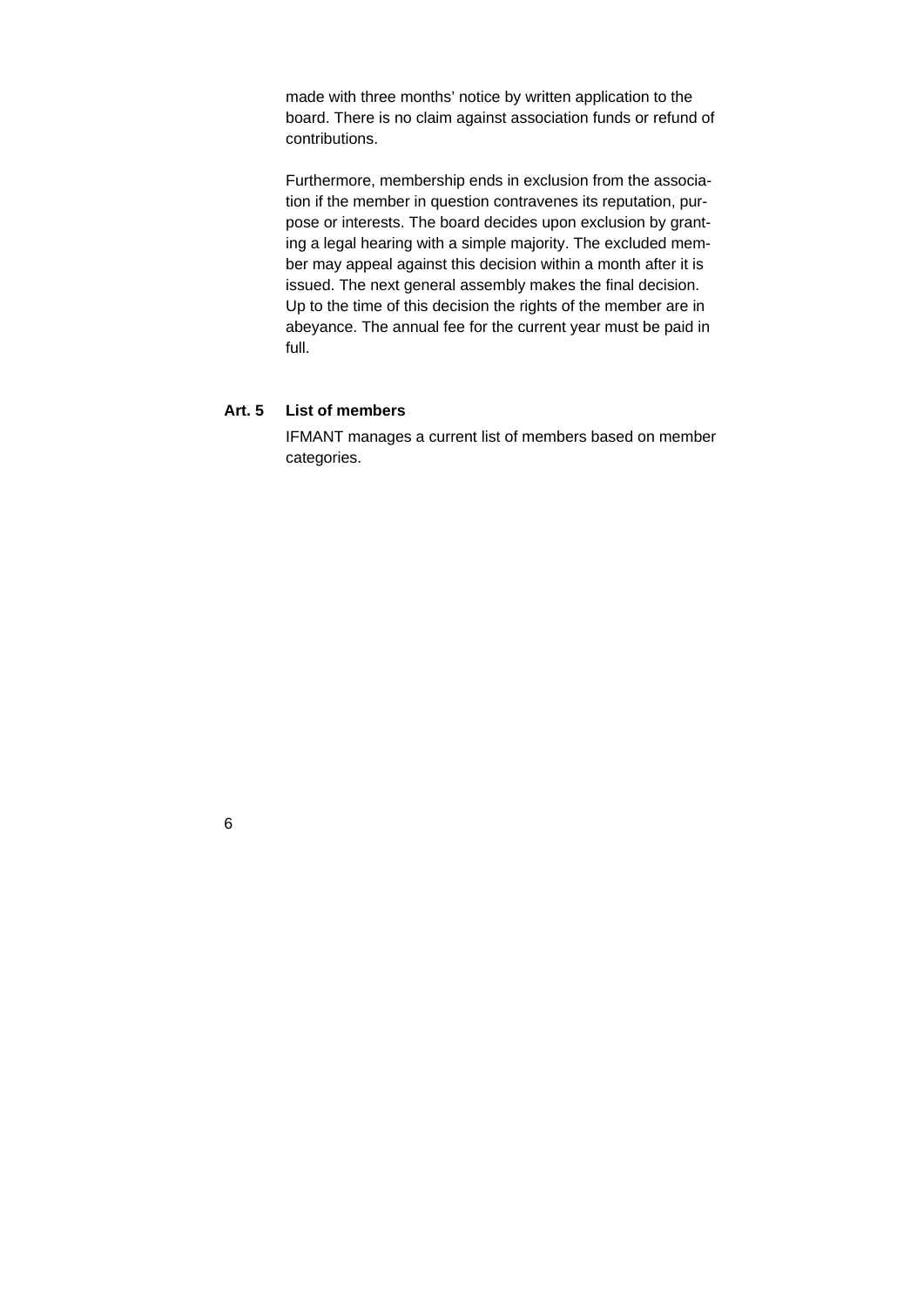made with three months' notice by written application to the board. There is no claim against association funds or refund of contributions.

Furthermore, membership ends in exclusion from the association if the member in question contravenes its reputation, purpose or interests. The board decides upon exclusion by granting a legal hearing with a simple majority. The excluded member may appeal against this decision within a month after it is issued. The next general assembly makes the final decision. Up to the time of this decision the rights of the member are in abeyance. The annual fee for the current year must be paid in full.

## Art. 5 List of members

IFMANT manages a current list of members based on member categories.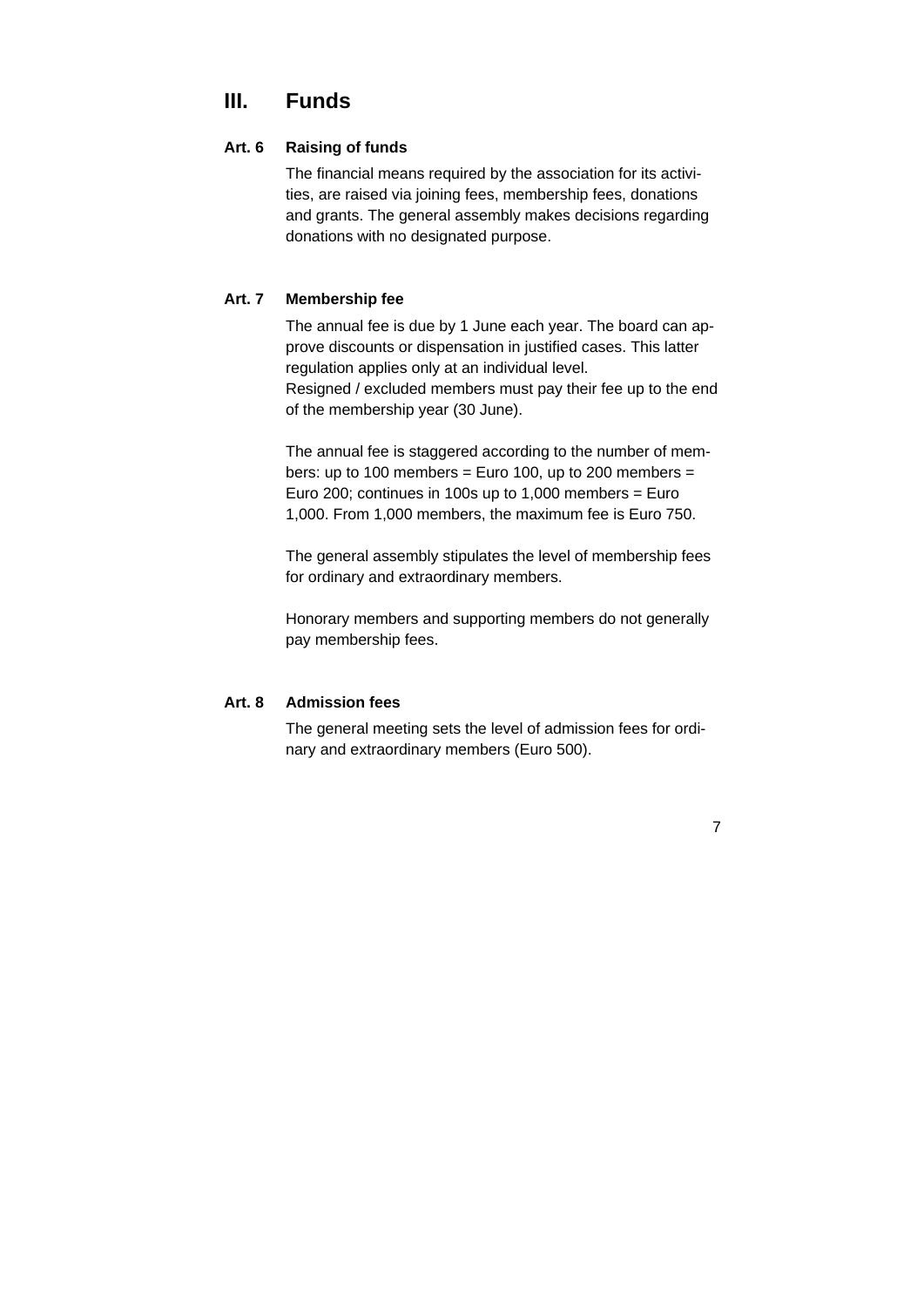## III. Funds

### Art. 6 Raising of funds

The financial means required by the association for its activities, are raised via joining fees, membership fees, donations and grants. The general assembly makes decisions regarding donations with no designated purpose.

### Art. 7 Membership fee

The annual fee is due by 1 June each year. The board can approve discounts or dispensation in justified cases. This latter regulation applies only at an individual level.
Resigned / excluded members must pay their fee up to the end of the membership year (30 June).

The annual fee is staggered according to the number of members: up to 100 members = Euro 100, up to 200 members = Euro 200; continues in 100s up to 1,000 members = Euro 1,000. From 1,000 members, the maximum fee is Euro 750.

The general assembly stipulates the level of membership fees for ordinary and extraordinary members.

Honorary members and supporting members do not generally pay membership fees.

### Art. 8 Admission fees

The general meeting sets the level of admission fees for ordinary and extraordinary members (Euro 500).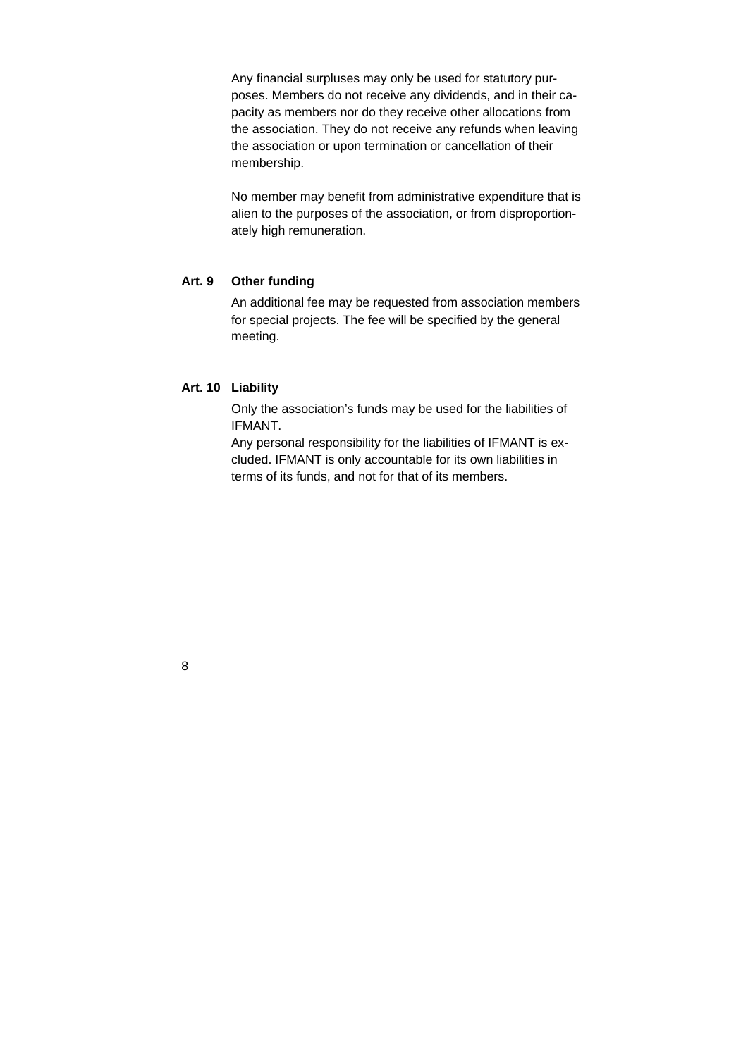Any financial surpluses may only be used for statutory purposes. Members do not receive any dividends, and in their capacity as members nor do they receive other allocations from the association. They do not receive any refunds when leaving the association or upon termination or cancellation of their membership.

No member may benefit from administrative expenditure that is alien to the purposes of the association, or from disproportionately high remuneration.

### Art. 9 Other funding

An additional fee may be requested from association members for special projects. The fee will be specified by the general meeting.

### Art. 10 Liability

Only the association's funds may be used for the liabilities of IFMANT.
Any personal responsibility for the liabilities of IFMANT is excluded. IFMANT is only accountable for its own liabilities in terms of its funds, and not for that of its members.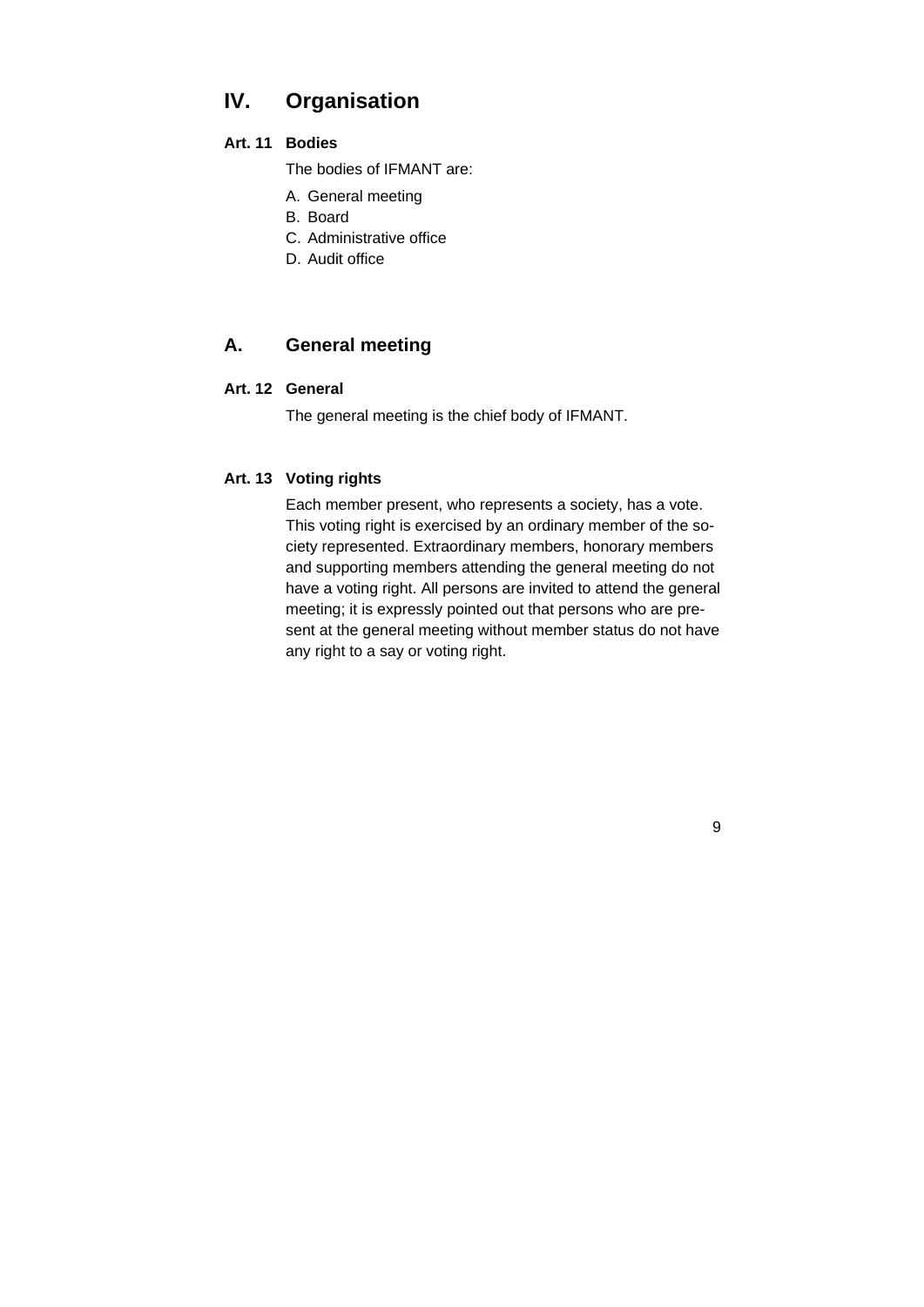# IV. Organisation

### Art. 11 Bodies

The bodies of IFMANT are:

A. General meeting
B. Board
C. Administrative office
D. Audit office

## A. General meeting

### Art. 12 General

The general meeting is the chief body of IFMANT.

### Art. 13 Voting rights

Each member present, who represents a society, has a vote. This voting right is exercised by an ordinary member of the society represented. Extraordinary members, honorary members and supporting members attending the general meeting do not have a voting right. All persons are invited to attend the general meeting; it is expressly pointed out that persons who are present at the general meeting without member status do not have any right to a say or voting right.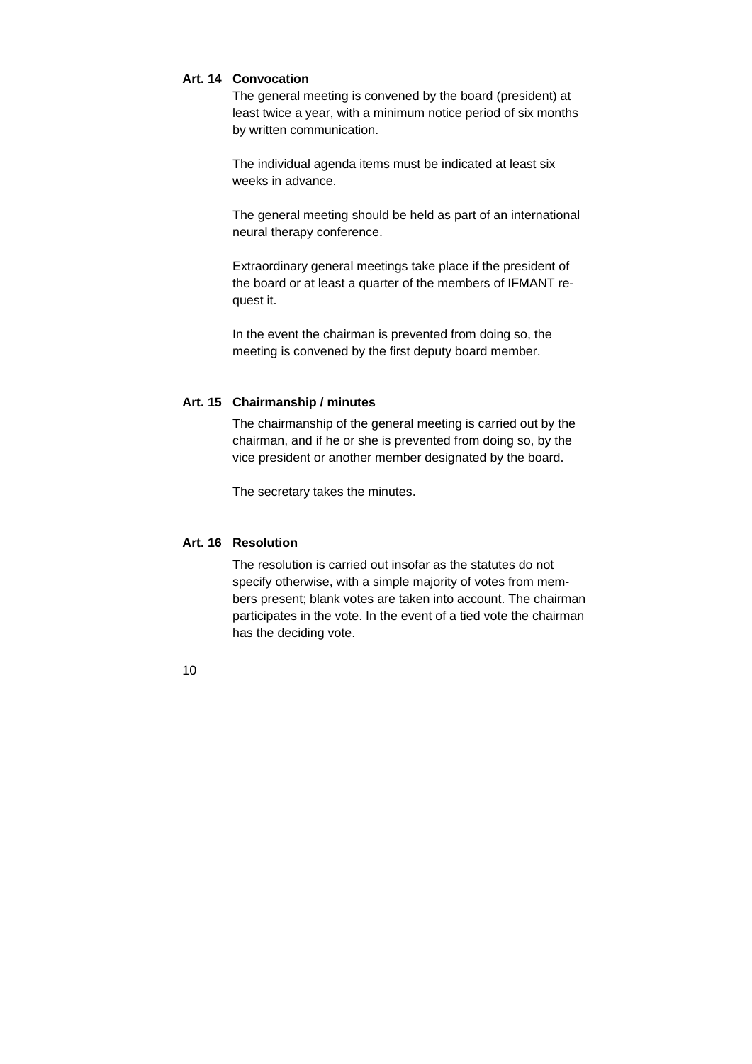**Art. 14 Convocation**

The general meeting is convened by the board (president) at least twice a year, with a minimum notice period of six months by written communication.

The individual agenda items must be indicated at least six weeks in advance.

The general meeting should be held as part of an international neural therapy conference.

Extraordinary general meetings take place if the president of the board or at least a quarter of the members of IFMANT request it.

In the event the chairman is prevented from doing so, the meeting is convened by the first deputy board member.

**Art. 15 Chairmanship / minutes**

The chairmanship of the general meeting is carried out by the chairman, and if he or she is prevented from doing so, by the vice president or another member designated by the board.

The secretary takes the minutes.

**Art. 16 Resolution**

The resolution is carried out insofar as the statutes do not specify otherwise, with a simple majority of votes from members present; blank votes are taken into account. The chairman participates in the vote. In the event of a tied vote the chairman has the deciding vote.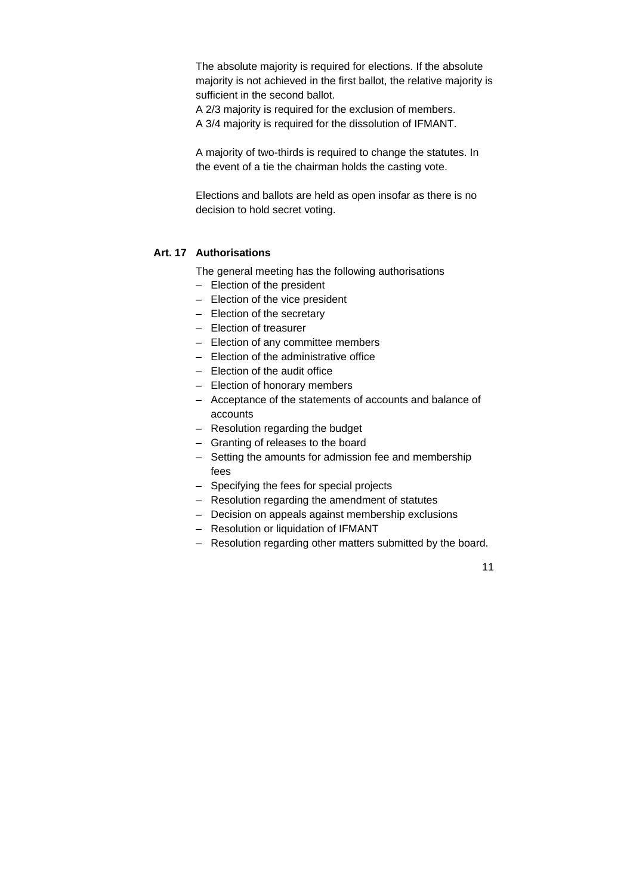The absolute majority is required for elections. If the absolute majority is not achieved in the first ballot, the relative majority is sufficient in the second ballot.
A 2/3 majority is required for the exclusion of members.
A 3/4 majority is required for the dissolution of IFMANT.

A majority of two-thirds is required to change the statutes. In the event of a tie the chairman holds the casting vote.

Elections and ballots are held as open insofar as there is no decision to hold secret voting.

### Art. 17 Authorisations

The general meeting has the following authorisations

- Election of the president
- Election of the vice president
- Election of the secretary
- Election of treasurer
- Election of any committee members
- Election of the administrative office
- Election of the audit office
- Election of honorary members
- Acceptance of the statements of accounts and balance of accounts
- Resolution regarding the budget
- Granting of releases to the board
- Setting the amounts for admission fee and membership fees
- Specifying the fees for special projects
- Resolution regarding the amendment of statutes
- Decision on appeals against membership exclusions
- Resolution or liquidation of IFMANT
- Resolution regarding other matters submitted by the board.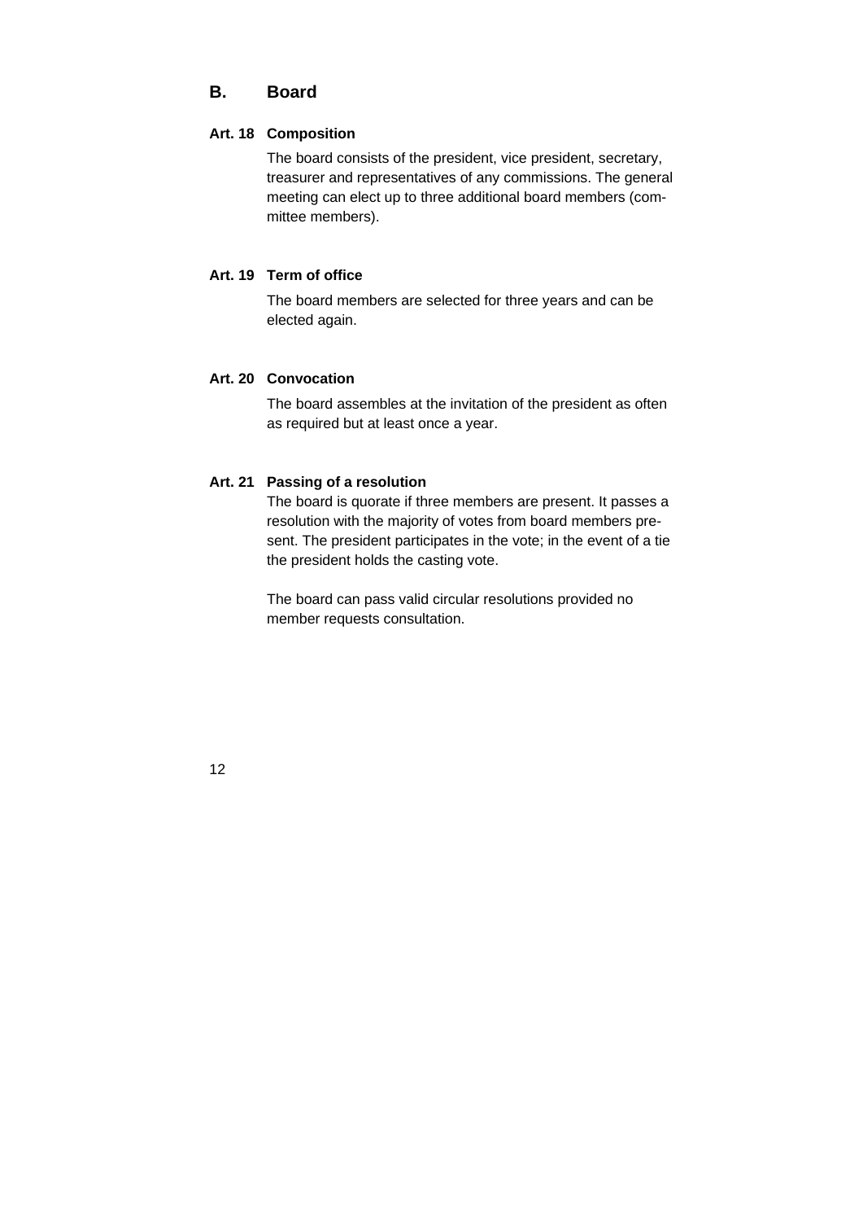## B. Board

### Art. 18 Composition

The board consists of the president, vice president, secretary, treasurer and representatives of any commissions. The general meeting can elect up to three additional board members (committee members).

### Art. 19 Term of office

The board members are selected for three years and can be elected again.

### Art. 20 Convocation

The board assembles at the invitation of the president as often as required but at least once a year.

### Art. 21 Passing of a resolution

The board is quorate if three members are present. It passes a resolution with the majority of votes from board members present. The president participates in the vote; in the event of a tie the president holds the casting vote.

The board can pass valid circular resolutions provided no member requests consultation.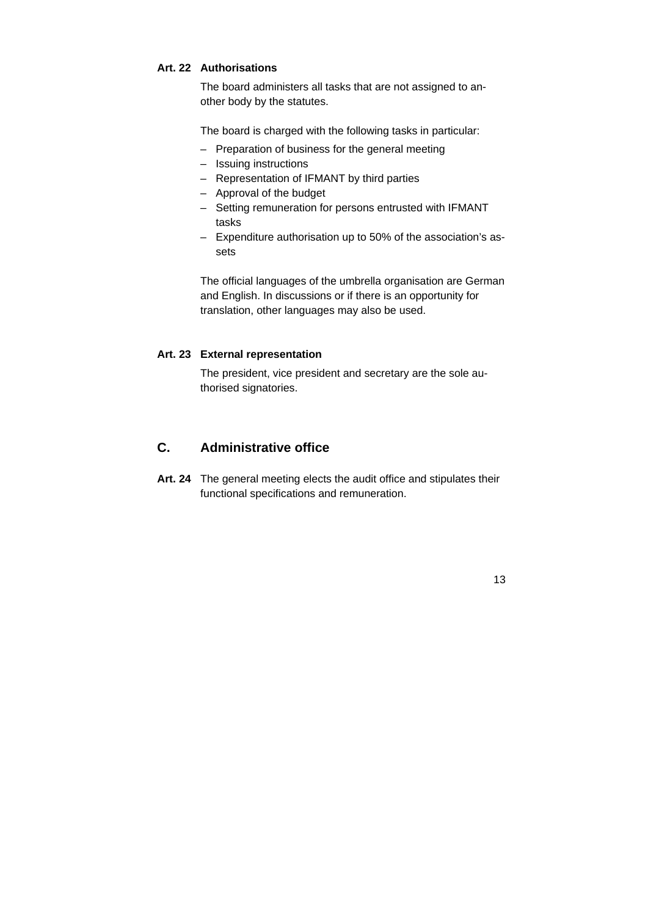### Art. 22 Authorisations

The board administers all tasks that are not assigned to another body by the statutes.

The board is charged with the following tasks in particular:

- Preparation of business for the general meeting
- Issuing instructions
- Representation of IFMANT by third parties
- Approval of the budget
- Setting remuneration for persons entrusted with IFMANT tasks
- Expenditure authorisation up to 50% of the association's assets

The official languages of the umbrella organisation are German and English. In discussions or if there is an opportunity for translation, other languages may also be used.

### Art. 23 External representation

The president, vice president and secretary are the sole authorised signatories.

## C. Administrative office

**Art. 24** The general meeting elects the audit office and stipulates their functional specifications and remuneration.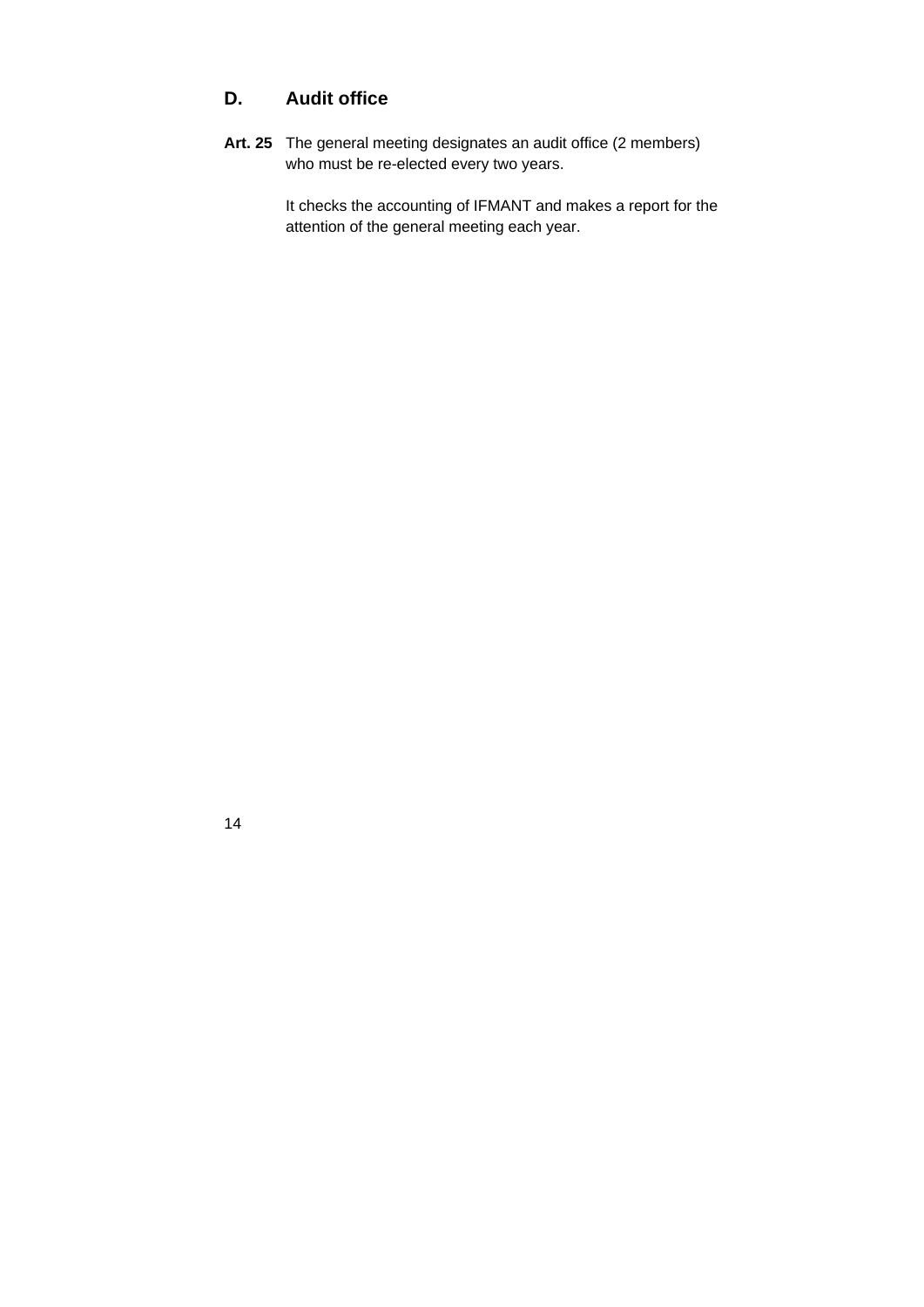## D. Audit office

**Art. 25** The general meeting designates an audit office (2 members) who must be re-elected every two years.

It checks the accounting of IFMANT and makes a report for the attention of the general meeting each year.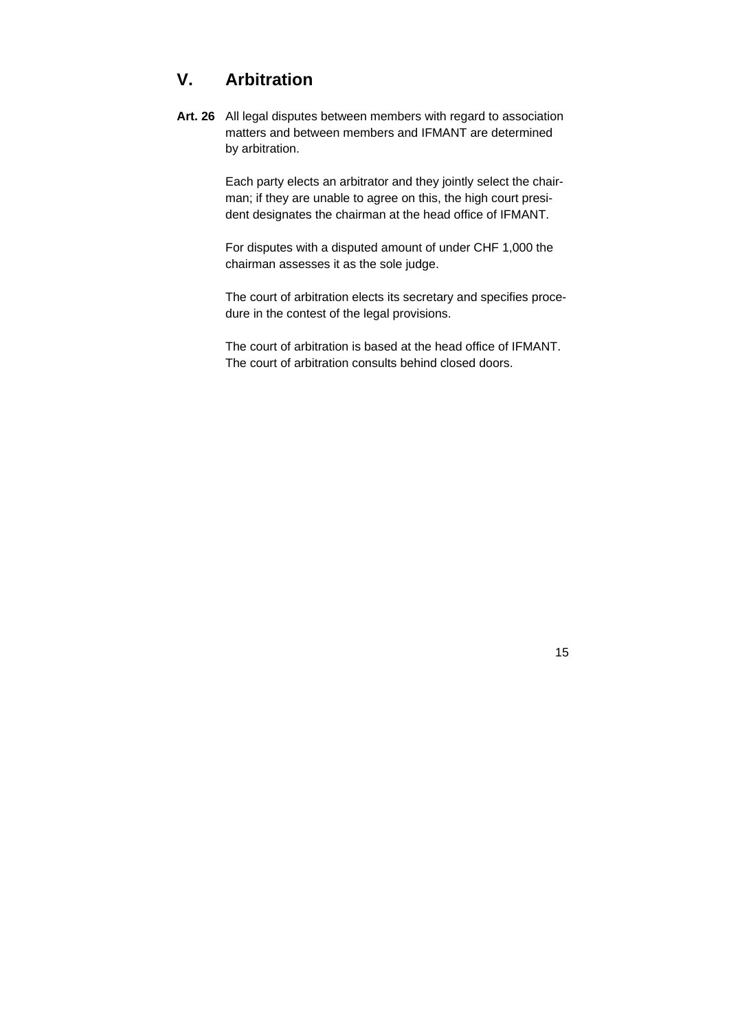## V. Arbitration

**Art. 26** All legal disputes between members with regard to association matters and between members and IFMANT are determined by arbitration.

Each party elects an arbitrator and they jointly select the chairman; if they are unable to agree on this, the high court president designates the chairman at the head office of IFMANT.

For disputes with a disputed amount of under CHF 1,000 the chairman assesses it as the sole judge.

The court of arbitration elects its secretary and specifies procedure in the contest of the legal provisions.

The court of arbitration is based at the head office of IFMANT. The court of arbitration consults behind closed doors.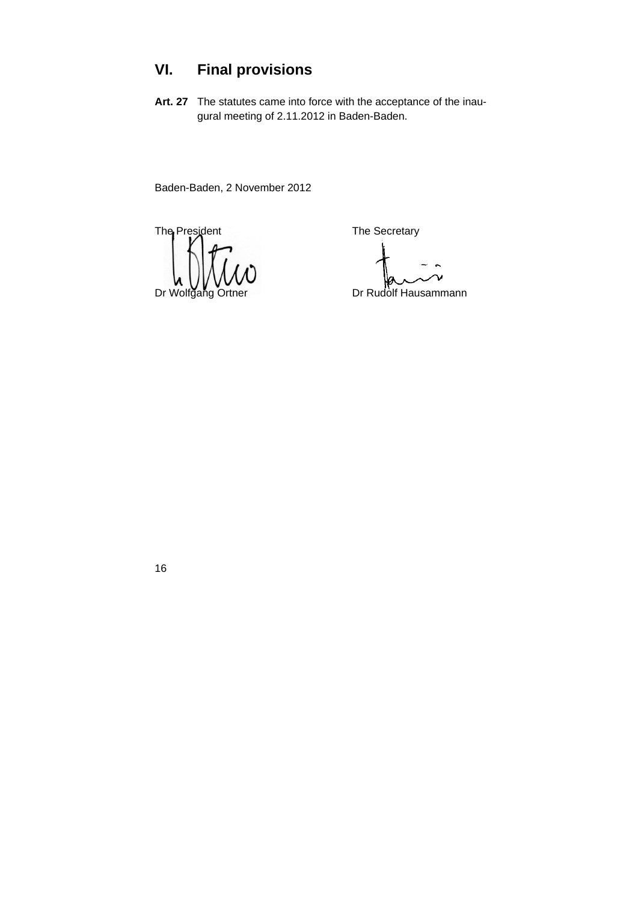## VI. Final provisions

**Art. 27** The statutes came into force with the acceptance of the inaugural meeting of 2.11.2012 in Baden-Baden.

Baden-Baden, 2 November 2012

| The President | The Secretary |
| --- | --- |
| Dr Wolfgang Ortner | Dr Rudolf Hausammann |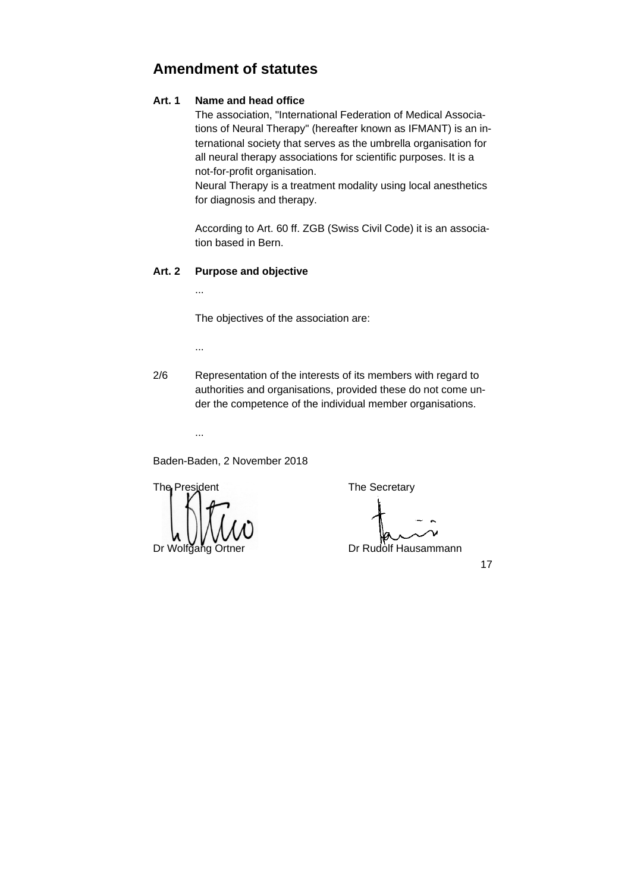## Amendment of statutes

**Art. 1 Name and head office**

The association, "International Federation of Medical Associations of Neural Therapy" (hereafter known as IFMANT) is an international society that serves as the umbrella organisation for all neural therapy associations for scientific purposes. It is a not-for-profit organisation.

Neural Therapy is a treatment modality using local anesthetics for diagnosis and therapy.

According to Art. 60 ff. ZGB (Swiss Civil Code) it is an association based in Bern.

**Art. 2 Purpose and objective**

...

The objectives of the association are:

...

2/6 Representation of the interests of its members with regard to authorities and organisations, provided these do not come under the competence of the individual member organisations.

...

Baden-Baden, 2 November 2018

The President

Dr Wolfgang Ortner

The Secretary

Dr Rudolf Hausammann